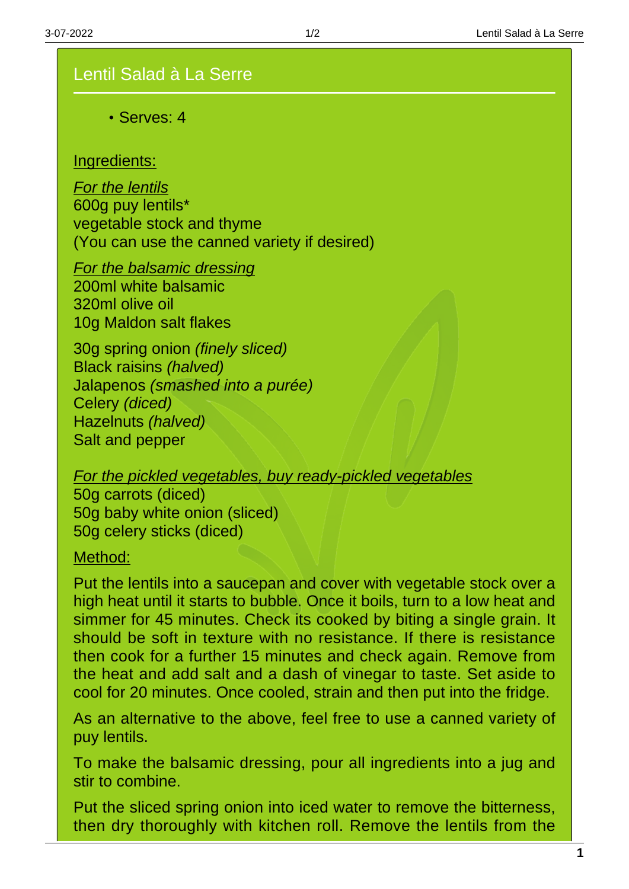# Lentil Salad à La Serre

- Serves: 4

## Ingredients:

*For the lentils*
600g puy lentils*
vegetable stock and thyme
(You can use the canned variety if desired)

*For the balsamic dressing*
200ml white balsamic
320ml olive oil
10g Maldon salt flakes

30g spring onion *(finely sliced)*
Black raisins *(halved)*
Jalapenos *(smashed into a purée)*
Celery *(diced)*
Hazelnuts *(halved)*
Salt and pepper

*For the pickled vegetables, buy ready-pickled vegetables*
50g carrots (diced)
50g baby white onion (sliced)
50g celery sticks (diced)

## Method:

Put the lentils into a saucepan and cover with vegetable stock over a high heat until it starts to bubble. Once it boils, turn to a low heat and simmer for 45 minutes. Check its cooked by biting a single grain. It should be soft in texture with no resistance. If there is resistance then cook for a further 15 minutes and check again. Remove from the heat and add salt and a dash of vinegar to taste. Set aside to cool for 20 minutes. Once cooled, strain and then put into the fridge.

As an alternative to the above, feel free to use a canned variety of puy lentils.

To make the balsamic dressing, pour all ingredients into a jug and stir to combine.

Put the sliced spring onion into iced water to remove the bitterness, then dry thoroughly with kitchen roll. Remove the lentils from the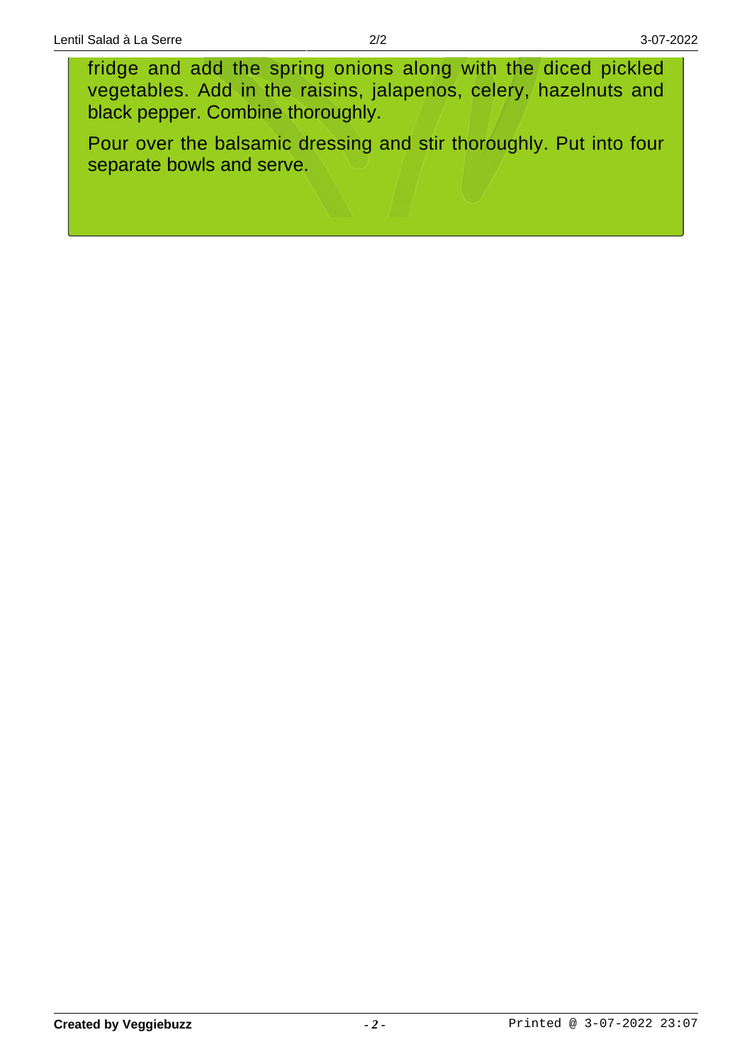fridge and add the spring onions along with the diced pickled vegetables. Add in the raisins, jalapenos, celery, hazelnuts and black pepper. Combine thoroughly.

Pour over the balsamic dressing and stir thoroughly. Put into four separate bowls and serve.